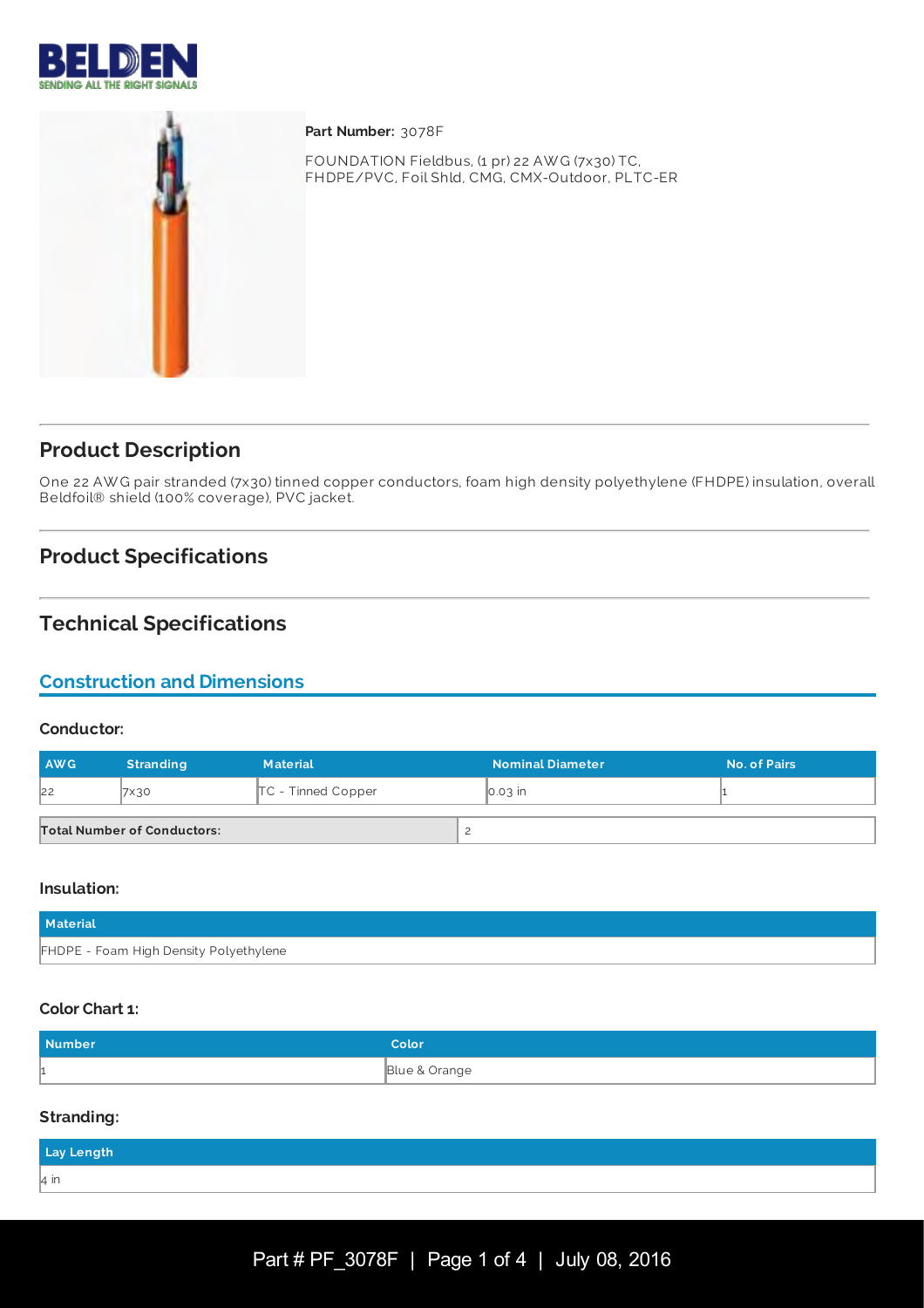**Part Number:** 3078F

FOUNDATION Fieldbus, (1 pr) 22 AWG (7x30) TC, FHDPE/PVC, Foil Shld, CMG, CMX-Outdoor, PLTC-ER

## Product Description

One 22 AWG pair stranded (7x30) tinned copper conductors, foam high density polyethylene (FHDPE) insulation, overall Beldfoil® shield (100% coverage), PVC jacket.

## Product Specifications

## Technical Specifications

### Construction and Dimensions

#### Conductor:

| AWG | Stranding | Material | Nominal Diameter | No. of Pairs |
|---|---|---|---|---|
| 22 | 7x30 | TC - Tinned Copper | 0.03 in | 1 |

| Total Number of Conductors: | 2 |
|---|---|

#### Insulation:

| Material |
|---|
| FHDPE - Foam High Density Polyethylene |

#### Color Chart 1:

| Number | Color |
|---|---|
| 1 | Blue & Orange |

#### Stranding:

| Lay Length |
|---|
| 4 in |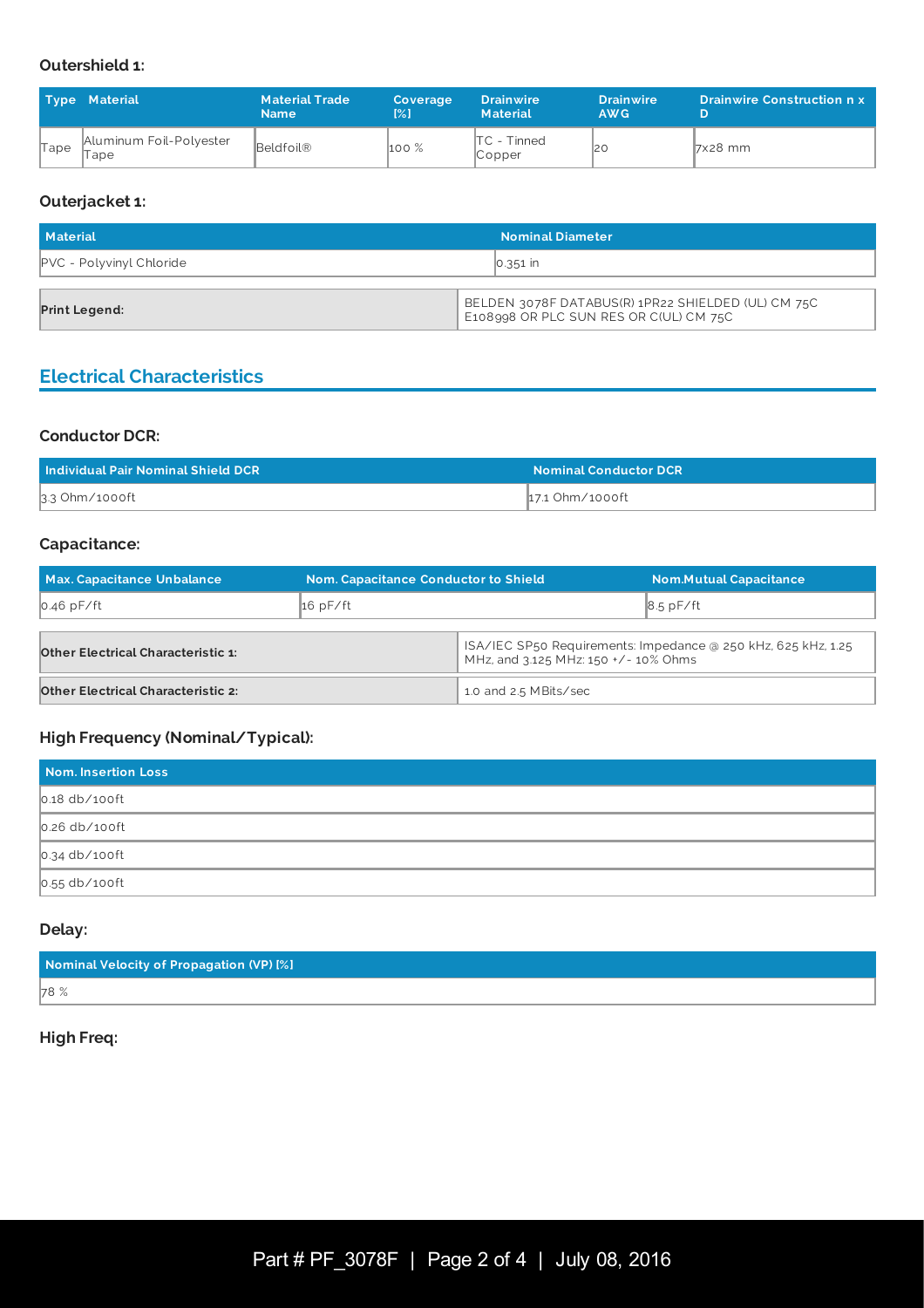### Outershield 1:

| Type | Material | Material Trade Name | Coverage [%] | Drainwire Material | Drainwire AWG | Drainwire Construction n x D |
|---|---|---|---|---|---|---|
| Tape | Aluminum Foil-Polyester Tape | Beldfoil® | 100 % | TC - Tinned Copper | 20 | 7x28 mm |

### Outerjacket 1:

| Material | Nominal Diameter |
|---|---|
| PVC - Polyvinyl Chloride | 0.351 in |

| | |
|---|---|
| **Print Legend:** | BELDEN 3078F DATABUS(R) 1PR22 SHIELDED (UL) CM 75C E108998 OR PLC SUN RES OR C(UL) CM 75C |

## Electrical Characteristics

### Conductor DCR:

| Individual Pair Nominal Shield DCR | Nominal Conductor DCR |
|---|---|
| 3.3 Ohm/1000ft | 17.1 Ohm/1000ft |

### Capacitance:

| Max. Capacitance Unbalance | Nom. Capacitance Conductor to Shield | Nom.Mutual Capacitance |
|---|---|---|
| 0.46 pF/ft | 16 pF/ft | 8.5 pF/ft |

| | |
|---|---|
| **Other Electrical Characteristic 1:** | ISA/IEC SP50 Requirements: Impedance @ 250 kHz, 625 kHz, 1.25 MHz, and 3.125 MHz: 150 +/- 10% Ohms |
| **Other Electrical Characteristic 2:** | 1.0 and 2.5 MBits/sec |

### High Frequency (Nominal/Typical):

| Nom. Insertion Loss |
|---|
| 0.18 db/100ft |
| 0.26 db/100ft |
| 0.34 db/100ft |
| 0.55 db/100ft |

### Delay:

| Nominal Velocity of Propagation (VP) [%] |
|---|
| 78 % |

### High Freq: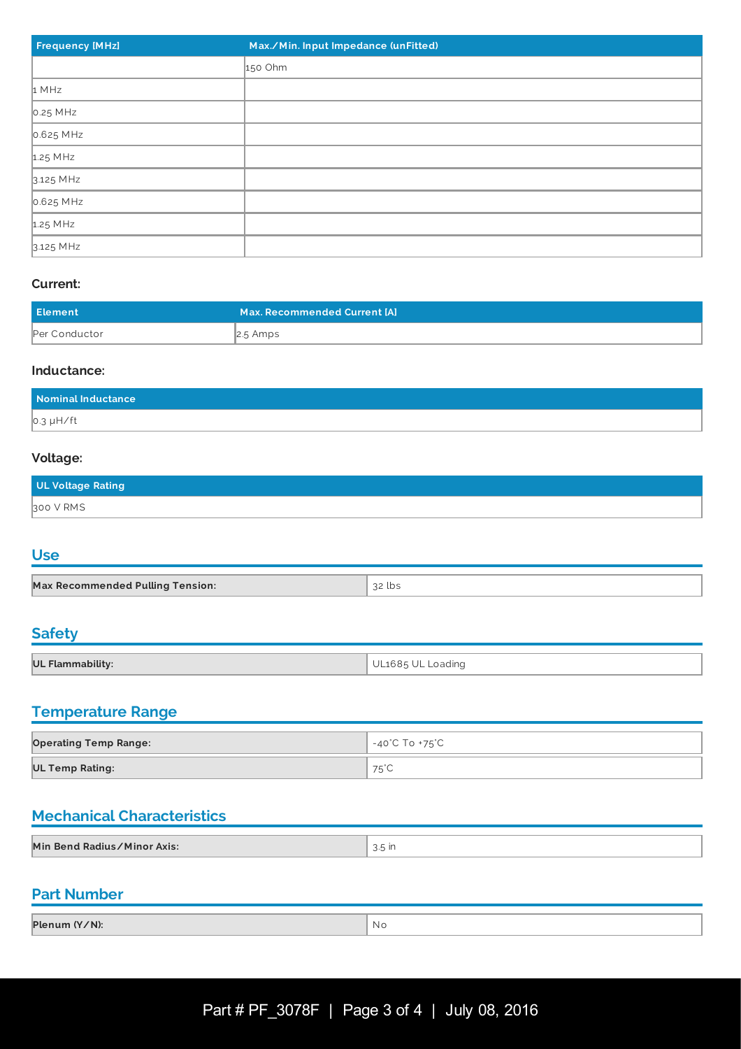| Frequency [MHz] | Max./Min. Input Impedance (unFitted) |
|---|---|
| | 150 Ohm |
| 1 MHz | |
| 0.25 MHz | |
| 0.625 MHz | |
| 1.25 MHz | |
| 3.125 MHz | |
| 0.625 MHz | |
| 1.25 MHz | |
| 3.125 MHz | |

**Current:**

| Element | Max. Recommended Current [A] |
|---|---|
| Per Conductor | 2.5 Amps |

**Inductance:**

| Nominal Inductance |
|---|
| 0.3 µH/ft |

**Voltage:**

| UL Voltage Rating |
|---|
| 300 V RMS |

## Use

| | |
|---|---|
| **Max Recommended Pulling Tension:** | 32 lbs |

## Safety

| | |
|---|---|
| **UL Flammability:** | UL1685 UL Loading |

## Temperature Range

| | |
|---|---|
| **Operating Temp Range:** | -40°C To +75°C |
| **UL Temp Rating:** | 75°C |

## Mechanical Characteristics

| | |
|---|---|
| **Min Bend Radius/Minor Axis:** | 3.5 in |

## Part Number

| | |
|---|---|
| **Plenum (Y/N):** | No |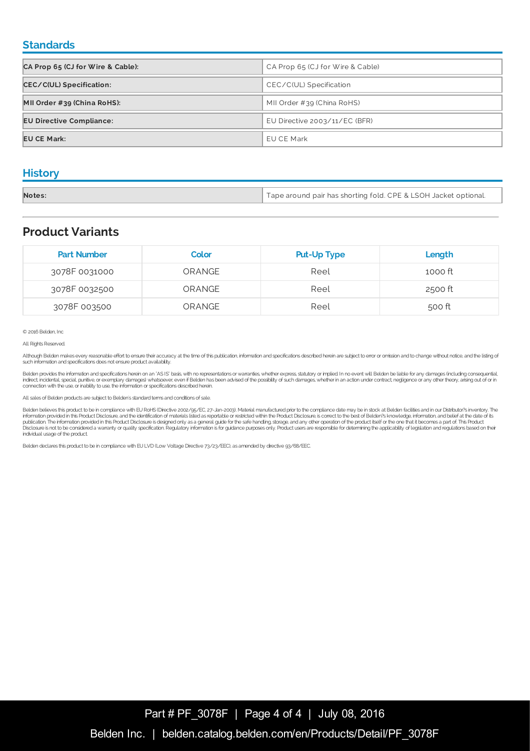## Standards

| | |
|---|---|
| **CA Prop 65 (CJ for Wire & Cable):** | CA Prop 65 (CJ for Wire & Cable) |
| **CEC/C(UL) Specification:** | CEC/C(UL) Specification |
| **MII Order #39 (China RoHS):** | MII Order #39 (China RoHS) |
| **EU Directive Compliance:** | EU Directive 2003/11/EC (BFR) |
| **EU CE Mark:** | EU CE Mark |

## History

| | |
|---|---|
| **Notes:** | Tape around pair has shorting fold. CPE & LSOH Jacket optional. |

## Product Variants

| Part Number | Color | Put-Up Type | Length |
|---|---|---|---|
| 3078F 0031000 | ORANGE | Reel | 1000 ft |
| 3078F 0032500 | ORANGE | Reel | 2500 ft |
| 3078F 003500 | ORANGE | Reel | 500 ft |

© 2016 Belden, Inc

All Rights Reserved.

Although Belden makes every reasonable effort to ensure their accuracy at the time of this publication, information and specifications described herein are subject to error or omission and to change without notice, and the listing of such information and specifications does not ensure product availability.

Belden provides the information and specifications herein on an "AS IS" basis, with no representations or warranties, whether express, statutory or implied. In no event will Belden be liable for any damages (including consequential, indirect, incidental, special, punitive, or exemplary damages) whatsoever, even if Belden has been advised of the possibility of such damages, whether in an action under contract, negligence or any other theory, arising out of or in connection with the use, or inability to use, the information or specifications described herein.

All sales of Belden products are subject to Belden's standard terms and conditions of sale.

Belden believes this product to be in compliance with EU RoHS (Directive 2002/95/EC, 27-Jan-2003). Material manufactured prior to the compliance date may be in stock at Belden facilities and in our Distributor?s inventory. The information provided in this Product Disclosure, and the identification of materials listed as reportable or restricted within the Product Disclosure, is correct to the best of Belden?s knowledge, information, and belief at the date of its publication. The information provided in this Product Disclosure is designed only as a general guide for the safe handling, storage, and any other operation of the product itself or the one that it becomes a part of. This Product Disclosure is not to be considered a warranty or quality specification. Regulatory information is for guidance purposes only. Product users are responsible for determining the applicability of legislation and regulations based on their individual usage of the product.

Belden declares this product to be in compliance with EU LVD (Low Voltage Directive 73/23/EEC), as amended by directive 93/68/EEC.